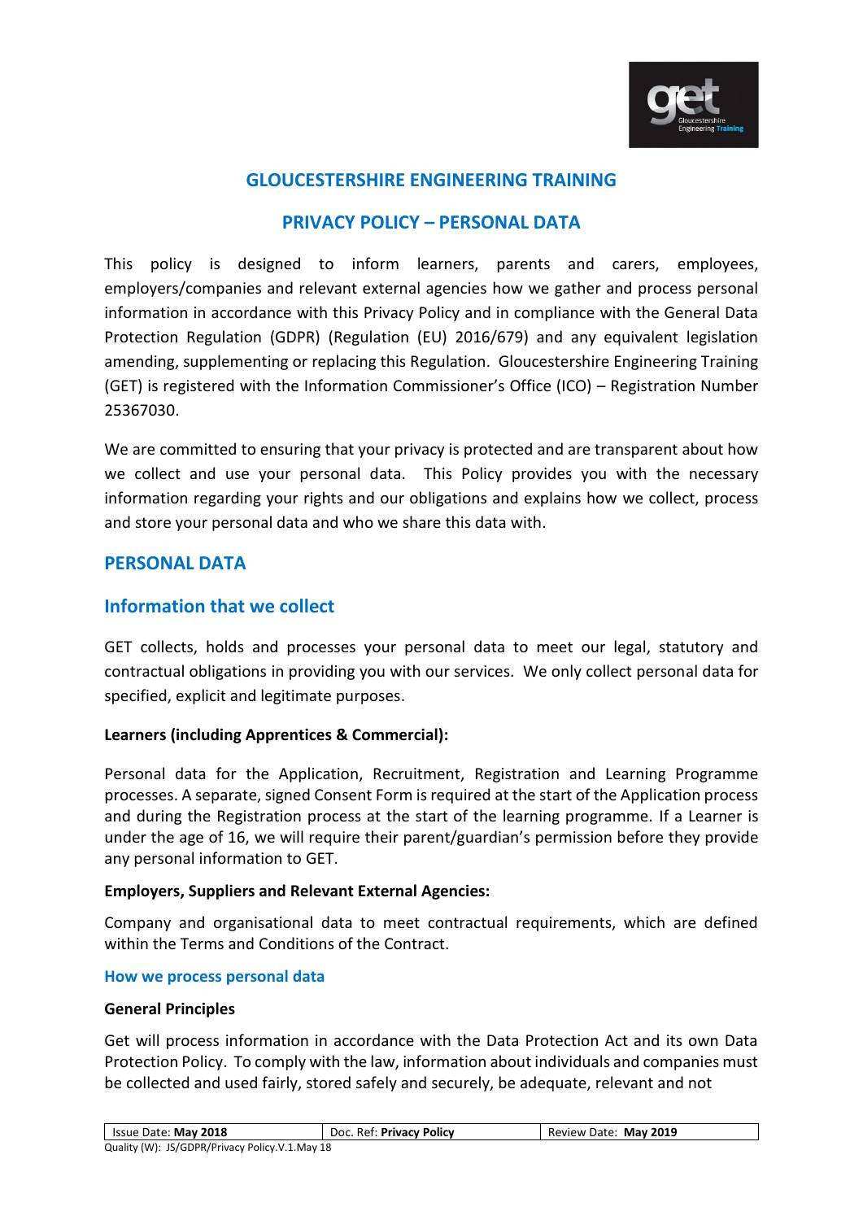# GLOUCESTERSHIRE ENGINEERING TRAINING

## PRIVACY POLICY – PERSONAL DATA

This policy is designed to inform learners, parents and carers, employees, employers/companies and relevant external agencies how we gather and process personal information in accordance with this Privacy Policy and in compliance with the General Data Protection Regulation (GDPR) (Regulation (EU) 2016/679) and any equivalent legislation amending, supplementing or replacing this Regulation. Gloucestershire Engineering Training (GET) is registered with the Information Commissioner's Office (ICO) – Registration Number 25367030.

We are committed to ensuring that your privacy is protected and are transparent about how we collect and use your personal data. This Policy provides you with the necessary information regarding your rights and our obligations and explains how we collect, process and store your personal data and who we share this data with.

## PERSONAL DATA

### Information that we collect

GET collects, holds and processes your personal data to meet our legal, statutory and contractual obligations in providing you with our services. We only collect personal data for specified, explicit and legitimate purposes.

**Learners (including Apprentices & Commercial):**

Personal data for the Application, Recruitment, Registration and Learning Programme processes. A separate, signed Consent Form is required at the start of the Application process and during the Registration process at the start of the learning programme. If a Learner is under the age of 16, we will require their parent/guardian's permission before they provide any personal information to GET.

**Employers, Suppliers and Relevant External Agencies:**

Company and organisational data to meet contractual requirements, which are defined within the Terms and Conditions of the Contract.

#### How we process personal data

**General Principles**

Get will process information in accordance with the Data Protection Act and its own Data Protection Policy. To comply with the law, information about individuals and companies must be collected and used fairly, stored safely and securely, be adequate, relevant and not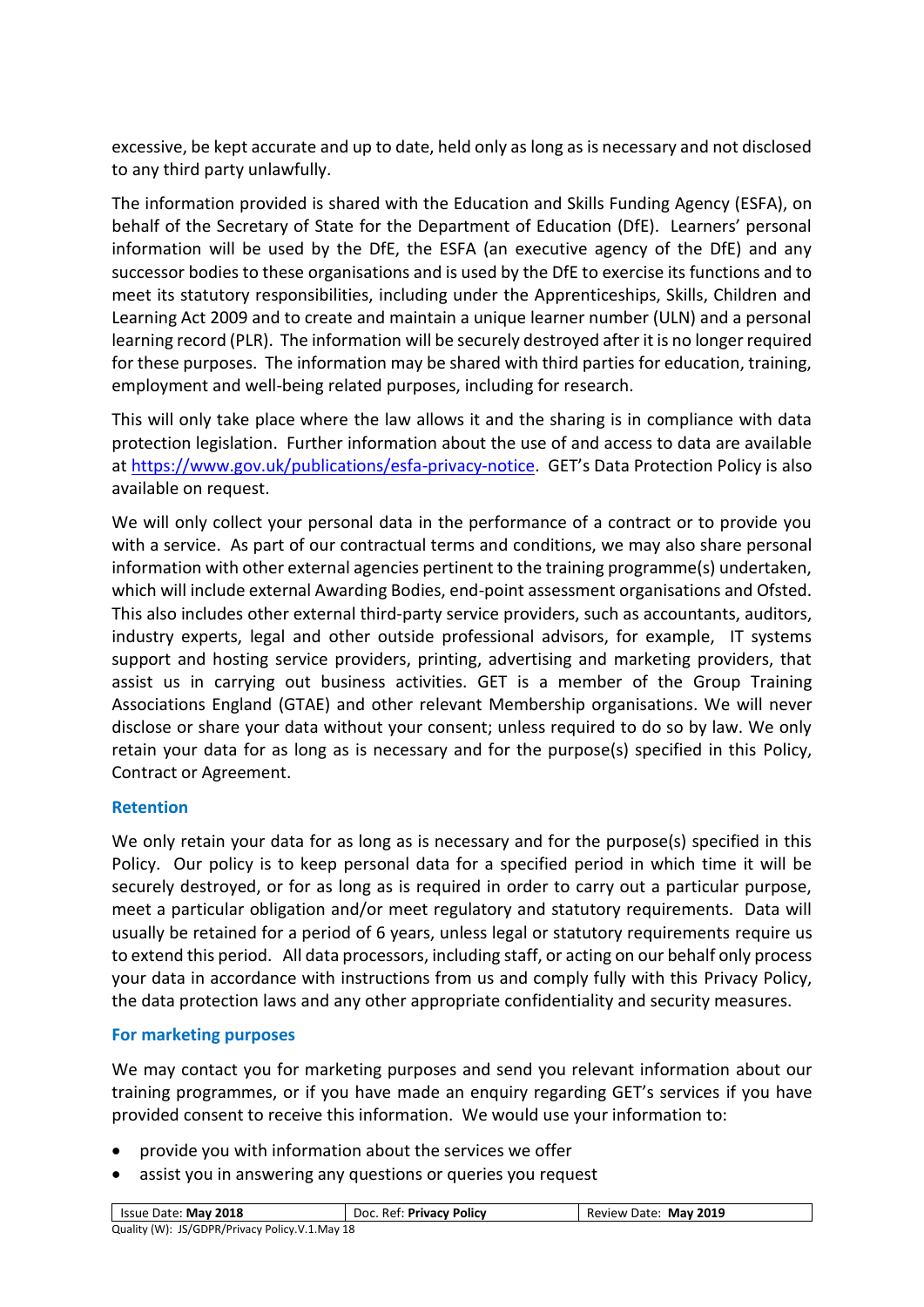excessive, be kept accurate and up to date, held only as long as is necessary and not disclosed to any third party unlawfully.

The information provided is shared with the Education and Skills Funding Agency (ESFA), on behalf of the Secretary of State for the Department of Education (DfE). Learners' personal information will be used by the DfE, the ESFA (an executive agency of the DfE) and any successor bodies to these organisations and is used by the DfE to exercise its functions and to meet its statutory responsibilities, including under the Apprenticeships, Skills, Children and Learning Act 2009 and to create and maintain a unique learner number (ULN) and a personal learning record (PLR). The information will be securely destroyed after it is no longer required for these purposes. The information may be shared with third parties for education, training, employment and well-being related purposes, including for research.

This will only take place where the law allows it and the sharing is in compliance with data protection legislation. Further information about the use of and access to data are available at https://www.gov.uk/publications/esfa-privacy-notice. GET's Data Protection Policy is also available on request.

We will only collect your personal data in the performance of a contract or to provide you with a service. As part of our contractual terms and conditions, we may also share personal information with other external agencies pertinent to the training programme(s) undertaken, which will include external Awarding Bodies, end-point assessment organisations and Ofsted. This also includes other external third-party service providers, such as accountants, auditors, industry experts, legal and other outside professional advisors, for example, IT systems support and hosting service providers, printing, advertising and marketing providers, that assist us in carrying out business activities. GET is a member of the Group Training Associations England (GTAE) and other relevant Membership organisations. We will never disclose or share your data without your consent; unless required to do so by law. We only retain your data for as long as is necessary and for the purpose(s) specified in this Policy, Contract or Agreement.

### Retention

We only retain your data for as long as is necessary and for the purpose(s) specified in this Policy. Our policy is to keep personal data for a specified period in which time it will be securely destroyed, or for as long as is required in order to carry out a particular purpose, meet a particular obligation and/or meet regulatory and statutory requirements. Data will usually be retained for a period of 6 years, unless legal or statutory requirements require us to extend this period. All data processors, including staff, or acting on our behalf only process your data in accordance with instructions from us and comply fully with this Privacy Policy, the data protection laws and any other appropriate confidentiality and security measures.

### For marketing purposes

We may contact you for marketing purposes and send you relevant information about our training programmes, or if you have made an enquiry regarding GET's services if you have provided consent to receive this information. We would use your information to:

- provide you with information about the services we offer
- assist you in answering any questions or queries you request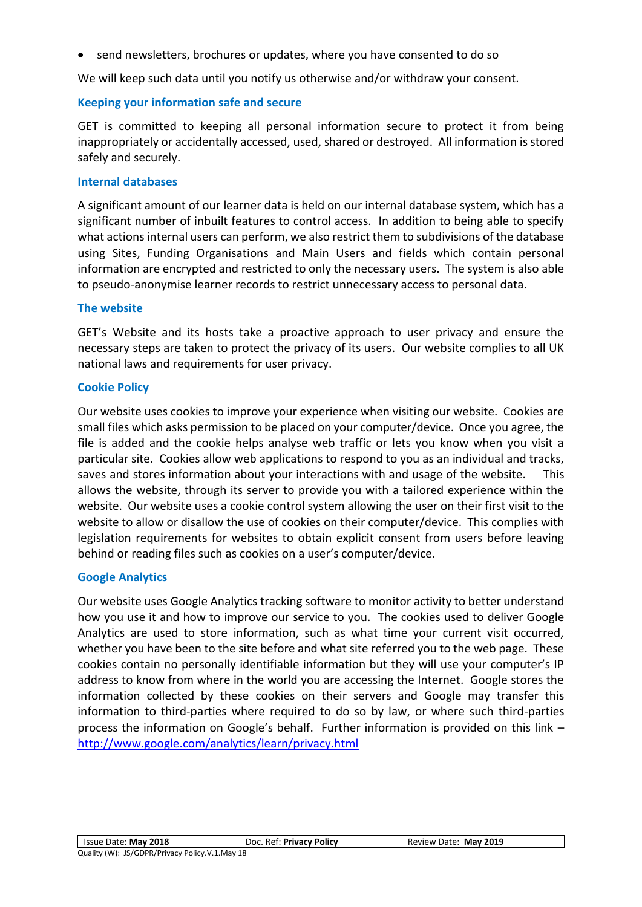- send newsletters, brochures or updates, where you have consented to do so

We will keep such data until you notify us otherwise and/or withdraw your consent.

### Keeping your information safe and secure

GET is committed to keeping all personal information secure to protect it from being inappropriately or accidentally accessed, used, shared or destroyed. All information is stored safely and securely.

### Internal databases

A significant amount of our learner data is held on our internal database system, which has a significant number of inbuilt features to control access. In addition to being able to specify what actions internal users can perform, we also restrict them to subdivisions of the database using Sites, Funding Organisations and Main Users and fields which contain personal information are encrypted and restricted to only the necessary users. The system is also able to pseudo-anonymise learner records to restrict unnecessary access to personal data.

### The website

GET's Website and its hosts take a proactive approach to user privacy and ensure the necessary steps are taken to protect the privacy of its users. Our website complies to all UK national laws and requirements for user privacy.

### Cookie Policy

Our website uses cookies to improve your experience when visiting our website. Cookies are small files which asks permission to be placed on your computer/device. Once you agree, the file is added and the cookie helps analyse web traffic or lets you know when you visit a particular site. Cookies allow web applications to respond to you as an individual and tracks, saves and stores information about your interactions with and usage of the website. This allows the website, through its server to provide you with a tailored experience within the website. Our website uses a cookie control system allowing the user on their first visit to the website to allow or disallow the use of cookies on their computer/device. This complies with legislation requirements for websites to obtain explicit consent from users before leaving behind or reading files such as cookies on a user's computer/device.

### Google Analytics

Our website uses Google Analytics tracking software to monitor activity to better understand how you use it and how to improve our service to you. The cookies used to deliver Google Analytics are used to store information, such as what time your current visit occurred, whether you have been to the site before and what site referred you to the web page. These cookies contain no personally identifiable information but they will use your computer's IP address to know from where in the world you are accessing the Internet. Google stores the information collected by these cookies on their servers and Google may transfer this information to third-parties where required to do so by law, or where such third-parties process the information on Google's behalf. Further information is provided on this link – http://www.google.com/analytics/learn/privacy.html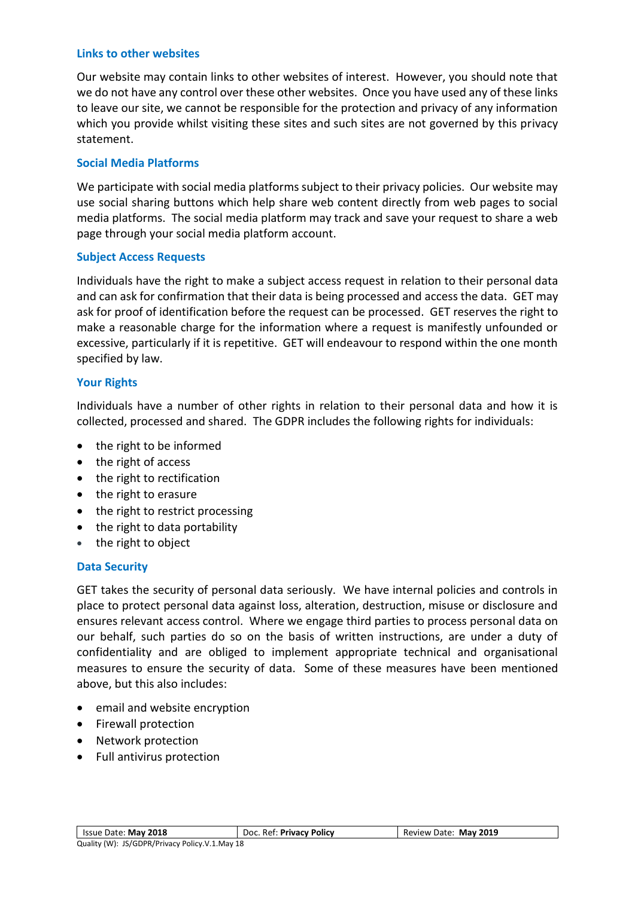## Links to other websites

Our website may contain links to other websites of interest. However, you should note that we do not have any control over these other websites. Once you have used any of these links to leave our site, we cannot be responsible for the protection and privacy of any information which you provide whilst visiting these sites and such sites are not governed by this privacy statement.

## Social Media Platforms

We participate with social media platforms subject to their privacy policies. Our website may use social sharing buttons which help share web content directly from web pages to social media platforms. The social media platform may track and save your request to share a web page through your social media platform account.

## Subject Access Requests

Individuals have the right to make a subject access request in relation to their personal data and can ask for confirmation that their data is being processed and access the data. GET may ask for proof of identification before the request can be processed. GET reserves the right to make a reasonable charge for the information where a request is manifestly unfounded or excessive, particularly if it is repetitive. GET will endeavour to respond within the one month specified by law.

## Your Rights

Individuals have a number of other rights in relation to their personal data and how it is collected, processed and shared. The GDPR includes the following rights for individuals:

- the right to be informed
- the right of access
- the right to rectification
- the right to erasure
- the right to restrict processing
- the right to data portability
- the right to object

## Data Security

GET takes the security of personal data seriously. We have internal policies and controls in place to protect personal data against loss, alteration, destruction, misuse or disclosure and ensures relevant access control. Where we engage third parties to process personal data on our behalf, such parties do so on the basis of written instructions, are under a duty of confidentiality and are obliged to implement appropriate technical and organisational measures to ensure the security of data. Some of these measures have been mentioned above, but this also includes:

- email and website encryption
- Firewall protection
- Network protection
- Full antivirus protection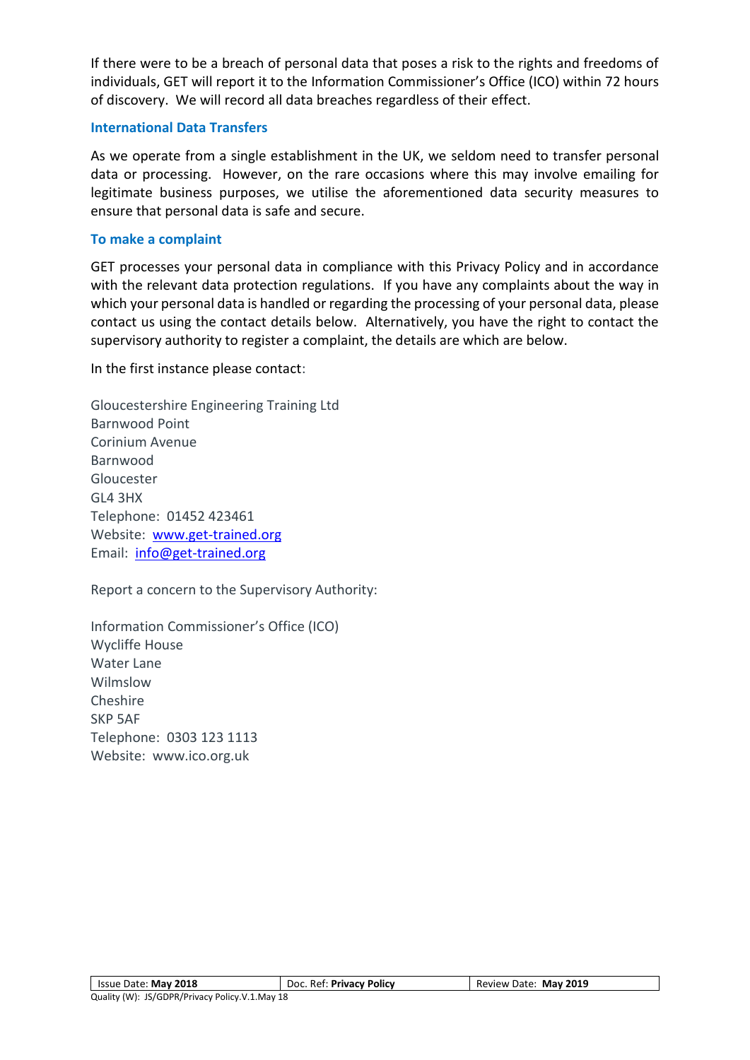If there were to be a breach of personal data that poses a risk to the rights and freedoms of individuals, GET will report it to the Information Commissioner's Office (ICO) within 72 hours of discovery. We will record all data breaches regardless of their effect.

## International Data Transfers

As we operate from a single establishment in the UK, we seldom need to transfer personal data or processing. However, on the rare occasions where this may involve emailing for legitimate business purposes, we utilise the aforementioned data security measures to ensure that personal data is safe and secure.

## To make a complaint

GET processes your personal data in compliance with this Privacy Policy and in accordance with the relevant data protection regulations. If you have any complaints about the way in which your personal data is handled or regarding the processing of your personal data, please contact us using the contact details below. Alternatively, you have the right to contact the supervisory authority to register a complaint, the details are which are below.

In the first instance please contact:

Gloucestershire Engineering Training Ltd
Barnwood Point
Corinium Avenue
Barnwood
Gloucester
GL4 3HX
Telephone: 01452 423461
Website: www.get-trained.org
Email: info@get-trained.org

Report a concern to the Supervisory Authority:

Information Commissioner's Office (ICO)
Wycliffe House
Water Lane
Wilmslow
Cheshire
SKP 5AF
Telephone: 0303 123 1113
Website: www.ico.org.uk

| | | |
|---|---|---|
| Issue Date: **May 2018** | Doc. Ref: **Privacy Policy** | Review Date: **May 2019** |

Quality (W): JS/GDPR/Privacy Policy.V.1.May 18